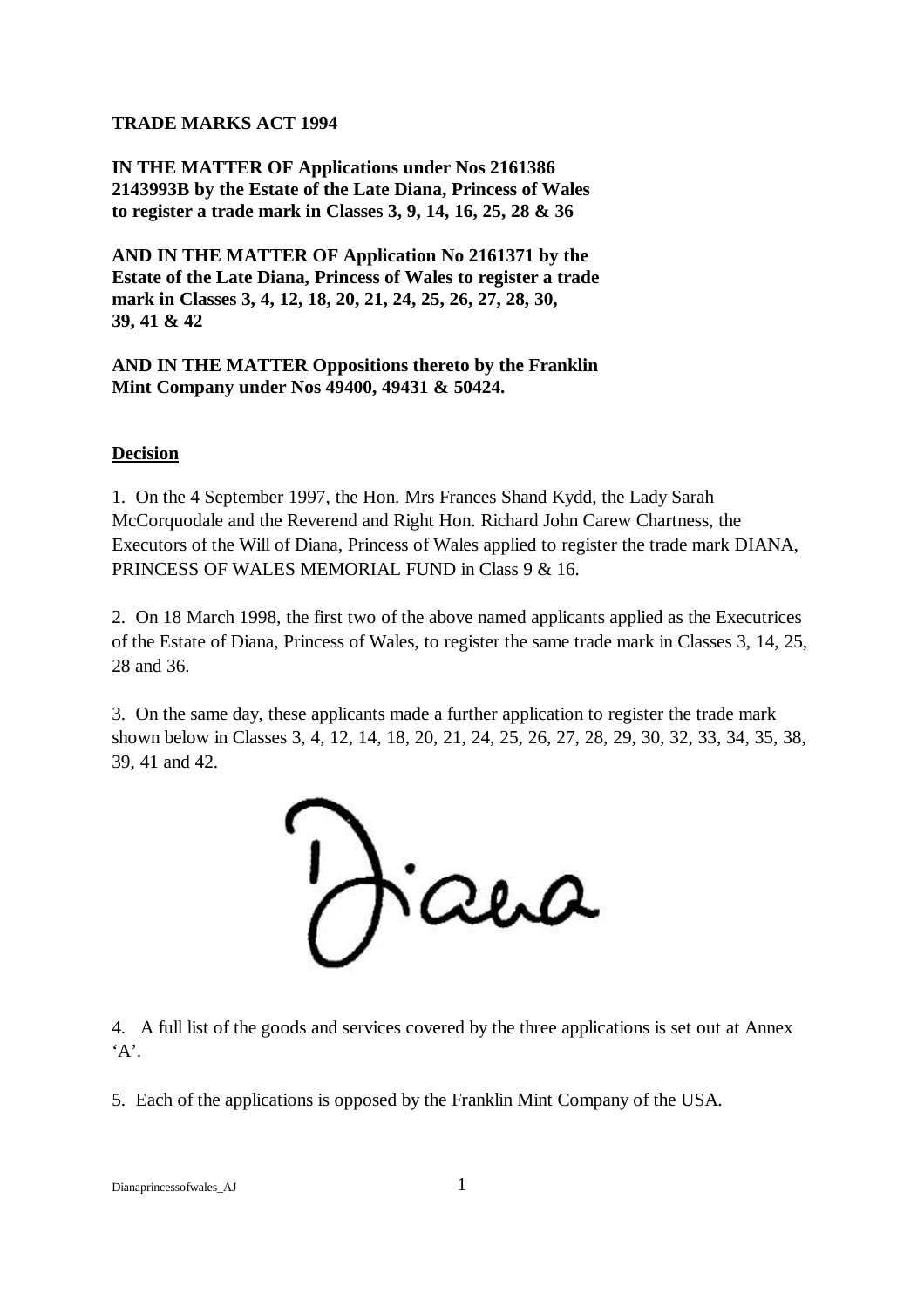**TRADE MARKS ACT 1994**

**IN THE MATTER OF Applications under Nos 2161386 2143993B by the Estate of the Late Diana, Princess of Wales to register a trade mark in Classes 3, 9, 14, 16, 25, 28 & 36**

**AND IN THE MATTER OF Application No 2161371 by the Estate of the Late Diana, Princess of Wales to register a trade mark in Classes 3, 4, 12, 18, 20, 21, 24, 25, 26, 27, 28, 30, 39, 41 & 42**

**AND IN THE MATTER Oppositions thereto by the Franklin Mint Company under Nos 49400, 49431 & 50424.**

## Decision

1. On the 4 September 1997, the Hon. Mrs Frances Shand Kydd, the Lady Sarah McCorquodale and the Reverend and Right Hon. Richard John Carew Chartness, the Executors of the Will of Diana, Princess of Wales applied to register the trade mark DIANA, PRINCESS OF WALES MEMORIAL FUND in Class 9 & 16.

2. On 18 March 1998, the first two of the above named applicants applied as the Executrices of the Estate of Diana, Princess of Wales, to register the same trade mark in Classes 3, 14, 25, 28 and 36.

3. On the same day, these applicants made a further application to register the trade mark shown below in Classes 3, 4, 12, 14, 18, 20, 21, 24, 25, 26, 27, 28, 29, 30, 32, 33, 34, 35, 38, 39, 41 and 42.

Diana

4. A full list of the goods and services covered by the three applications is set out at Annex 'A'.

5. Each of the applications is opposed by the Franklin Mint Company of the USA.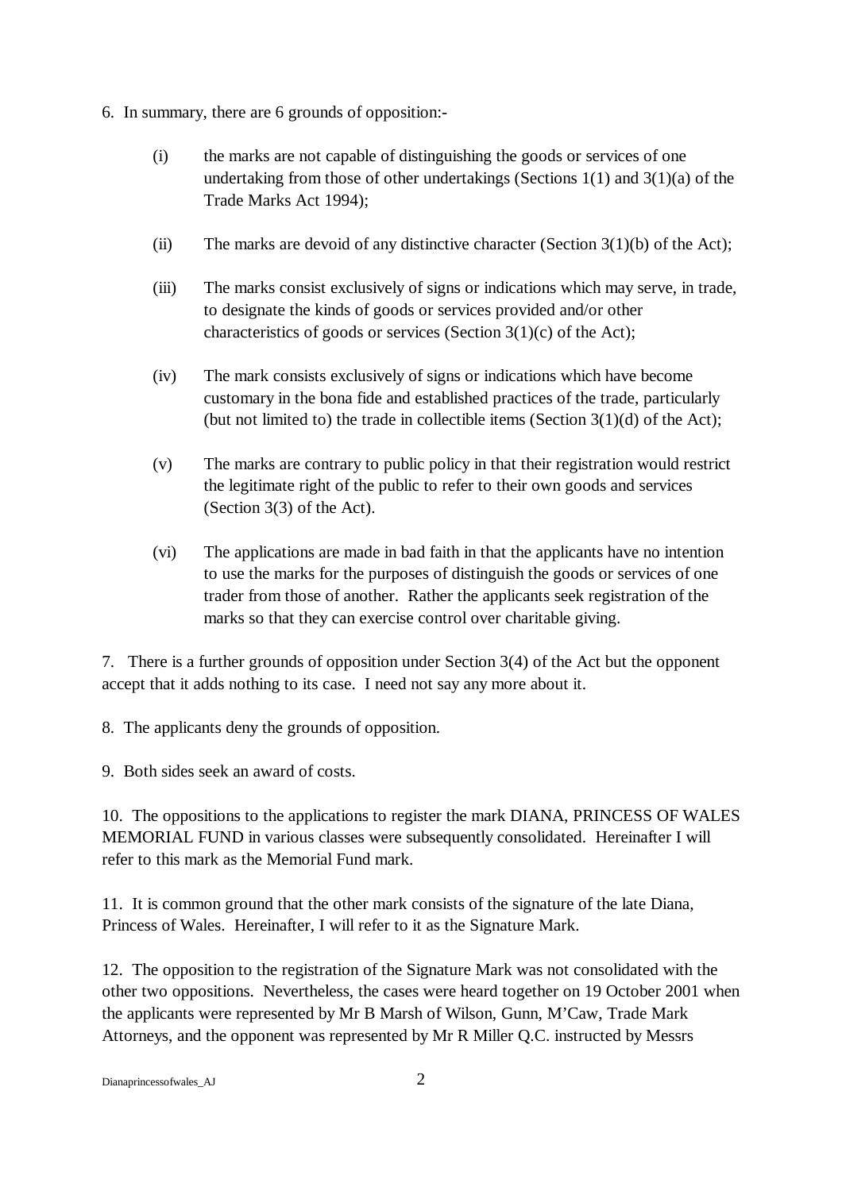6. In summary, there are 6 grounds of opposition:-

(i) the marks are not capable of distinguishing the goods or services of one undertaking from those of other undertakings (Sections 1(1) and 3(1)(a) of the Trade Marks Act 1994);

(ii) The marks are devoid of any distinctive character (Section 3(1)(b) of the Act);

(iii) The marks consist exclusively of signs or indications which may serve, in trade, to designate the kinds of goods or services provided and/or other characteristics of goods or services (Section 3(1)(c) of the Act);

(iv) The mark consists exclusively of signs or indications which have become customary in the bona fide and established practices of the trade, particularly (but not limited to) the trade in collectible items (Section 3(1)(d) of the Act);

(v) The marks are contrary to public policy in that their registration would restrict the legitimate right of the public to refer to their own goods and services (Section 3(3) of the Act).

(vi) The applications are made in bad faith in that the applicants have no intention to use the marks for the purposes of distinguish the goods or services of one trader from those of another. Rather the applicants seek registration of the marks so that they can exercise control over charitable giving.

7. There is a further grounds of opposition under Section 3(4) of the Act but the opponent accept that it adds nothing to its case. I need not say any more about it.

8. The applicants deny the grounds of opposition.

9. Both sides seek an award of costs.

10. The oppositions to the applications to register the mark DIANA, PRINCESS OF WALES MEMORIAL FUND in various classes were subsequently consolidated. Hereinafter I will refer to this mark as the Memorial Fund mark.

11. It is common ground that the other mark consists of the signature of the late Diana, Princess of Wales. Hereinafter, I will refer to it as the Signature Mark.

12. The opposition to the registration of the Signature Mark was not consolidated with the other two oppositions. Nevertheless, the cases were heard together on 19 October 2001 when the applicants were represented by Mr B Marsh of Wilson, Gunn, M'Caw, Trade Mark Attorneys, and the opponent was represented by Mr R Miller Q.C. instructed by Messrs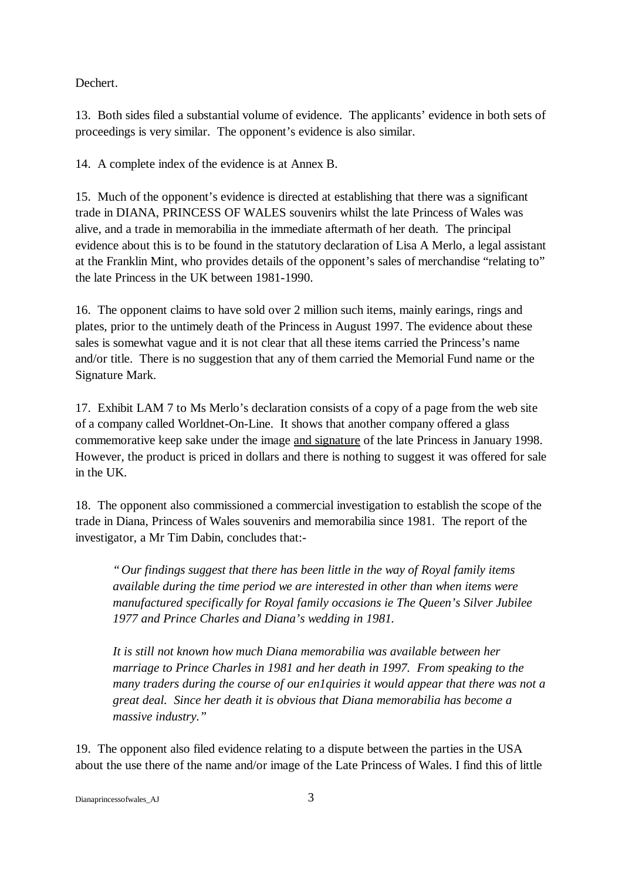Dechert.

13. Both sides filed a substantial volume of evidence. The applicants' evidence in both sets of proceedings is very similar. The opponent's evidence is also similar.

14. A complete index of the evidence is at Annex B.

15. Much of the opponent's evidence is directed at establishing that there was a significant trade in DIANA, PRINCESS OF WALES souvenirs whilst the late Princess of Wales was alive, and a trade in memorabilia in the immediate aftermath of her death. The principal evidence about this is to be found in the statutory declaration of Lisa A Merlo, a legal assistant at the Franklin Mint, who provides details of the opponent's sales of merchandise "relating to" the late Princess in the UK between 1981-1990.

16. The opponent claims to have sold over 2 million such items, mainly earings, rings and plates, prior to the untimely death of the Princess in August 1997. The evidence about these sales is somewhat vague and it is not clear that all these items carried the Princess's name and/or title. There is no suggestion that any of them carried the Memorial Fund name or the Signature Mark.

17. Exhibit LAM 7 to Ms Merlo's declaration consists of a copy of a page from the web site of a company called Worldnet-On-Line. It shows that another company offered a glass commemorative keep sake under the image <u>and signature</u> of the late Princess in January 1998. However, the product is priced in dollars and there is nothing to suggest it was offered for sale in the UK.

18. The opponent also commissioned a commercial investigation to establish the scope of the trade in Diana, Princess of Wales souvenirs and memorabilia since 1981. The report of the investigator, a Mr Tim Dabin, concludes that:-

> *"Our findings suggest that there has been little in the way of Royal family items available during the time period we are interested in other than when items were manufactured specifically for Royal family occasions ie The Queen's Silver Jubilee 1977 and Prince Charles and Diana's wedding in 1981.*
>
> *It is still not known how much Diana memorabilia was available between her marriage to Prince Charles in 1981 and her death in 1997. From speaking to the many traders during the course of our en1quiries it would appear that there was not a great deal. Since her death it is obvious that Diana memorabilia has become a massive industry."*

19. The opponent also filed evidence relating to a dispute between the parties in the USA about the use there of the name and/or image of the Late Princess of Wales. I find this of little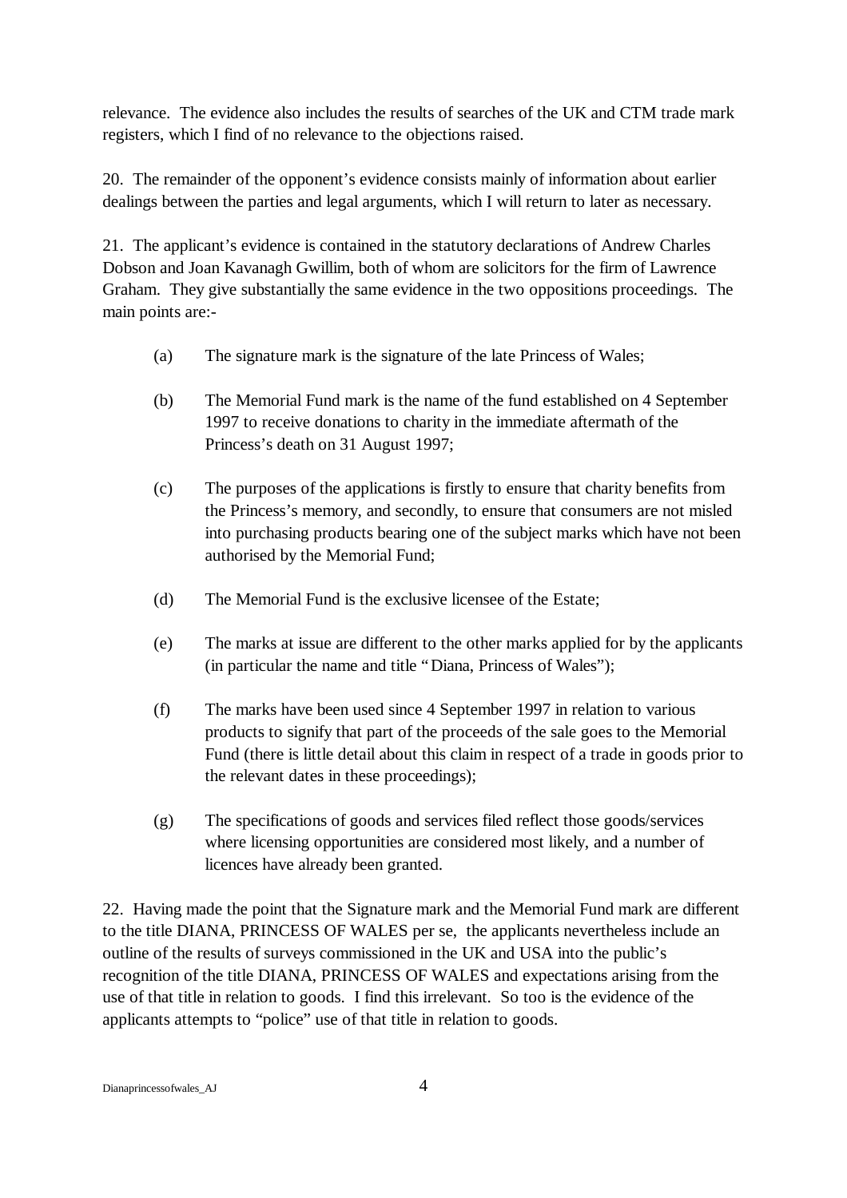relevance. The evidence also includes the results of searches of the UK and CTM trade mark registers, which I find of no relevance to the objections raised.

20. The remainder of the opponent's evidence consists mainly of information about earlier dealings between the parties and legal arguments, which I will return to later as necessary.

21. The applicant's evidence is contained in the statutory declarations of Andrew Charles Dobson and Joan Kavanagh Gwillim, both of whom are solicitors for the firm of Lawrence Graham. They give substantially the same evidence in the two oppositions proceedings. The main points are:-

(a) The signature mark is the signature of the late Princess of Wales;

(b) The Memorial Fund mark is the name of the fund established on 4 September 1997 to receive donations to charity in the immediate aftermath of the Princess's death on 31 August 1997;

(c) The purposes of the applications is firstly to ensure that charity benefits from the Princess's memory, and secondly, to ensure that consumers are not misled into purchasing products bearing one of the subject marks which have not been authorised by the Memorial Fund;

(d) The Memorial Fund is the exclusive licensee of the Estate;

(e) The marks at issue are different to the other marks applied for by the applicants (in particular the name and title "Diana, Princess of Wales");

(f) The marks have been used since 4 September 1997 in relation to various products to signify that part of the proceeds of the sale goes to the Memorial Fund (there is little detail about this claim in respect of a trade in goods prior to the relevant dates in these proceedings);

(g) The specifications of goods and services filed reflect those goods/services where licensing opportunities are considered most likely, and a number of licences have already been granted.

22. Having made the point that the Signature mark and the Memorial Fund mark are different to the title DIANA, PRINCESS OF WALES per se, the applicants nevertheless include an outline of the results of surveys commissioned in the UK and USA into the public's recognition of the title DIANA, PRINCESS OF WALES and expectations arising from the use of that title in relation to goods. I find this irrelevant. So too is the evidence of the applicants attempts to "police" use of that title in relation to goods.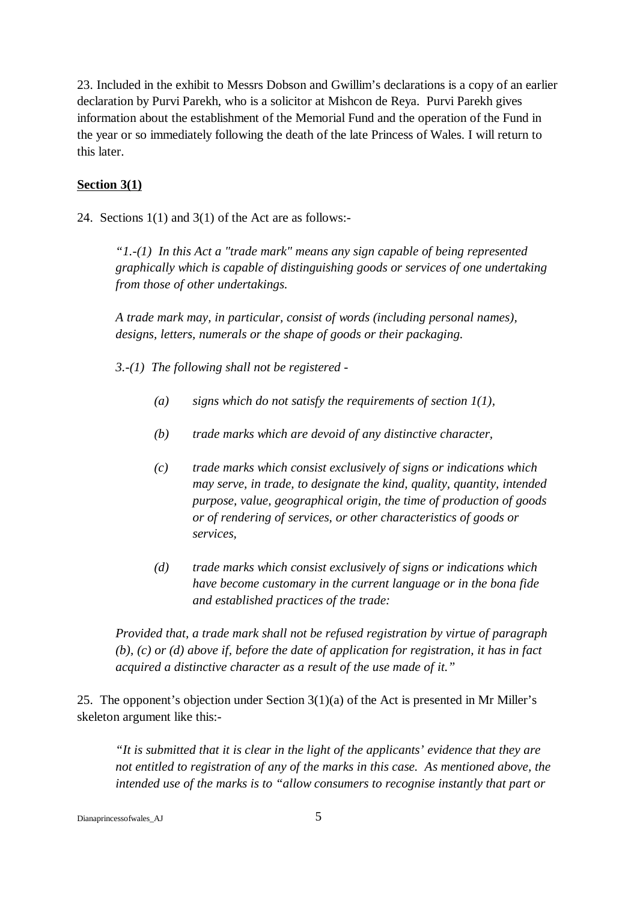23. Included in the exhibit to Messrs Dobson and Gwillim's declarations is a copy of an earlier declaration by Purvi Parekh, who is a solicitor at Mishcon de Reya. Purvi Parekh gives information about the establishment of the Memorial Fund and the operation of the Fund in the year or so immediately following the death of the late Princess of Wales. I will return to this later.

**Section 3(1)**

24. Sections 1(1) and 3(1) of the Act are as follows:-

> *"1.-(1) In this Act a "trade mark" means any sign capable of being represented graphically which is capable of distinguishing goods or services of one undertaking from those of other undertakings.*
>
> *A trade mark may, in particular, consist of words (including personal names), designs, letters, numerals or the shape of goods or their packaging.*
>
> *3.-(1) The following shall not be registered -*
>
> > *(a) signs which do not satisfy the requirements of section 1(1),*
> >
> > *(b) trade marks which are devoid of any distinctive character,*
> >
> > *(c) trade marks which consist exclusively of signs or indications which may serve, in trade, to designate the kind, quality, quantity, intended purpose, value, geographical origin, the time of production of goods or of rendering of services, or other characteristics of goods or services,*
> >
> > *(d) trade marks which consist exclusively of signs or indications which have become customary in the current language or in the bona fide and established practices of the trade:*
>
> *Provided that, a trade mark shall not be refused registration by virtue of paragraph (b), (c) or (d) above if, before the date of application for registration, it has in fact acquired a distinctive character as a result of the use made of it."*

25. The opponent's objection under Section 3(1)(a) of the Act is presented in Mr Miller's skeleton argument like this:-

> *"It is submitted that it is clear in the light of the applicants' evidence that they are not entitled to registration of any of the marks in this case. As mentioned above, the intended use of the marks is to "allow consumers to recognise instantly that part or*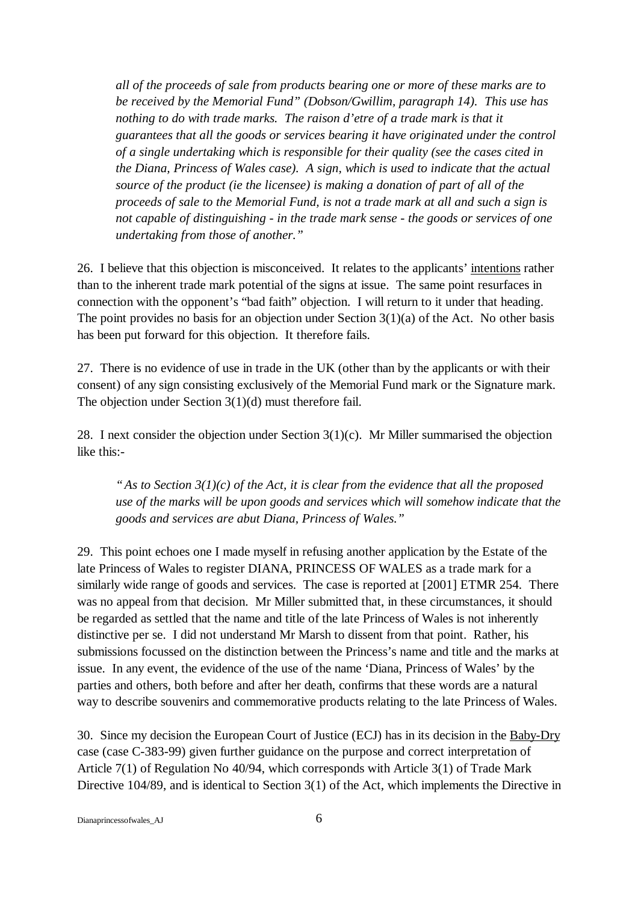> *all of the proceeds of sale from products bearing one or more of these marks are to be received by the Memorial Fund" (Dobson/Gwillim, paragraph 14). This use has nothing to do with trade marks. The raison d'etre of a trade mark is that it guarantees that all the goods or services bearing it have originated under the control of a single undertaking which is responsible for their quality (see the cases cited in the Diana, Princess of Wales case). A sign, which is used to indicate that the actual source of the product (ie the licensee) is making a donation of part of all of the proceeds of sale to the Memorial Fund, is not a trade mark at all and such a sign is not capable of distinguishing - in the trade mark sense - the goods or services of one undertaking from those of another."*

26. I believe that this objection is misconceived. It relates to the applicants' intentions rather than to the inherent trade mark potential of the signs at issue. The same point resurfaces in connection with the opponent's "bad faith" objection. I will return to it under that heading. The point provides no basis for an objection under Section 3(1)(a) of the Act. No other basis has been put forward for this objection. It therefore fails.

27. There is no evidence of use in trade in the UK (other than by the applicants or with their consent) of any sign consisting exclusively of the Memorial Fund mark or the Signature mark. The objection under Section 3(1)(d) must therefore fail.

28. I next consider the objection under Section 3(1)(c). Mr Miller summarised the objection like this:-

> *"As to Section 3(1)(c) of the Act, it is clear from the evidence that all the proposed use of the marks will be upon goods and services which will somehow indicate that the goods and services are abut Diana, Princess of Wales."*

29. This point echoes one I made myself in refusing another application by the Estate of the late Princess of Wales to register DIANA, PRINCESS OF WALES as a trade mark for a similarly wide range of goods and services. The case is reported at [2001] ETMR 254. There was no appeal from that decision. Mr Miller submitted that, in these circumstances, it should be regarded as settled that the name and title of the late Princess of Wales is not inherently distinctive per se. I did not understand Mr Marsh to dissent from that point. Rather, his submissions focussed on the distinction between the Princess's name and title and the marks at issue. In any event, the evidence of the use of the name 'Diana, Princess of Wales' by the parties and others, both before and after her death, confirms that these words are a natural way to describe souvenirs and commemorative products relating to the late Princess of Wales.

30. Since my decision the European Court of Justice (ECJ) has in its decision in the Baby-Dry case (case C-383-99) given further guidance on the purpose and correct interpretation of Article 7(1) of Regulation No 40/94, which corresponds with Article 3(1) of Trade Mark Directive 104/89, and is identical to Section 3(1) of the Act, which implements the Directive in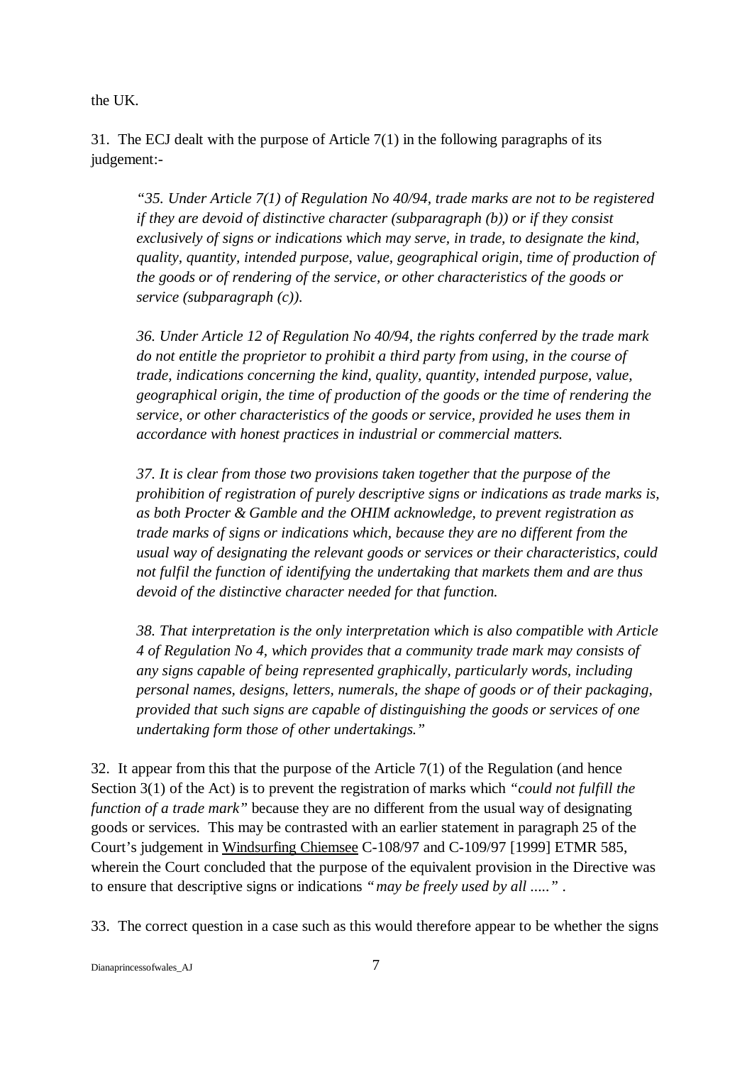the UK.

31. The ECJ dealt with the purpose of Article 7(1) in the following paragraphs of its judgement:-

> *"35. Under Article 7(1) of Regulation No 40/94, trade marks are not to be registered if they are devoid of distinctive character (subparagraph (b)) or if they consist exclusively of signs or indications which may serve, in trade, to designate the kind, quality, quantity, intended purpose, value, geographical origin, time of production of the goods or of rendering of the service, or other characteristics of the goods or service (subparagraph (c)).*
>
> *36. Under Article 12 of Regulation No 40/94, the rights conferred by the trade mark do not entitle the proprietor to prohibit a third party from using, in the course of trade, indications concerning the kind, quality, quantity, intended purpose, value, geographical origin, the time of production of the goods or the time of rendering the service, or other characteristics of the goods or service, provided he uses them in accordance with honest practices in industrial or commercial matters.*
>
> *37. It is clear from those two provisions taken together that the purpose of the prohibition of registration of purely descriptive signs or indications as trade marks is, as both Procter & Gamble and the OHIM acknowledge, to prevent registration as trade marks of signs or indications which, because they are no different from the usual way of designating the relevant goods or services or their characteristics, could not fulfil the function of identifying the undertaking that markets them and are thus devoid of the distinctive character needed for that function.*
>
> *38. That interpretation is the only interpretation which is also compatible with Article 4 of Regulation No 4, which provides that a community trade mark may consists of any signs capable of being represented graphically, particularly words, including personal names, designs, letters, numerals, the shape of goods or of their packaging, provided that such signs are capable of distinguishing the goods or services of one undertaking form those of other undertakings."*

32. It appear from this that the purpose of the Article 7(1) of the Regulation (and hence Section 3(1) of the Act) is to prevent the registration of marks which *"could not fulfill the function of a trade mark"* because they are no different from the usual way of designating goods or services. This may be contrasted with an earlier statement in paragraph 25 of the Court's judgement in Windsurfing Chiemsee C-108/97 and C-109/97 [1999] ETMR 585, wherein the Court concluded that the purpose of the equivalent provision in the Directive was to ensure that descriptive signs or indications *"may be freely used by all ....."* .

33. The correct question in a case such as this would therefore appear to be whether the signs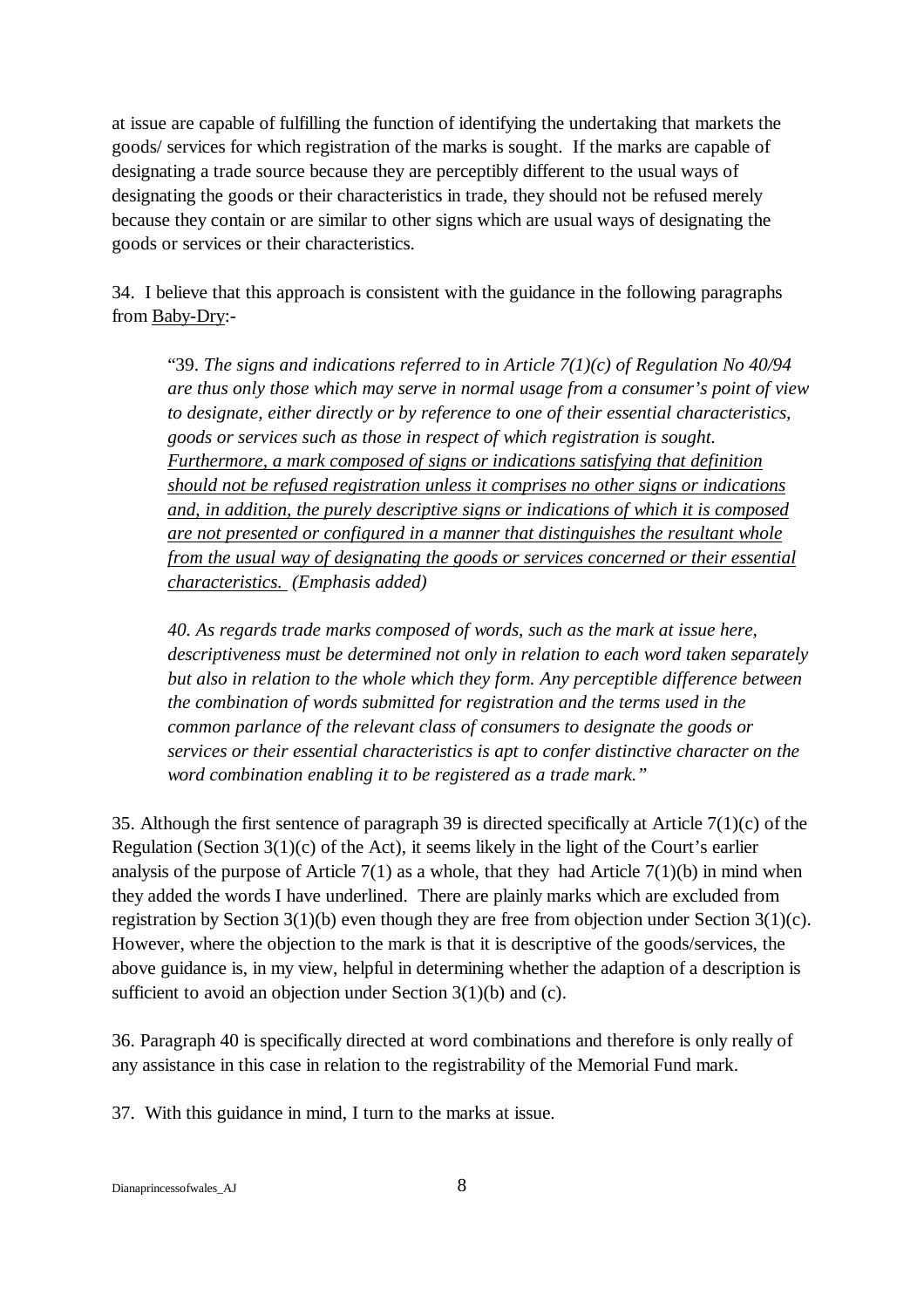at issue are capable of fulfilling the function of identifying the undertaking that markets the goods/ services for which registration of the marks is sought. If the marks are capable of designating a trade source because they are perceptibly different to the usual ways of designating the goods or their characteristics in trade, they should not be refused merely because they contain or are similar to other signs which are usual ways of designating the goods or services or their characteristics.

34. I believe that this approach is consistent with the guidance in the following paragraphs from <u>Baby-Dry</u>:-

> "39. *The signs and indications referred to in Article 7(1)(c) of Regulation No 40/94 are thus only those which may serve in normal usage from a consumer's point of view to designate, either directly or by reference to one of their essential characteristics, goods or services such as those in respect of which registration is sought.* <u>*Furthermore, a mark composed of signs or indications satisfying that definition should not be refused registration unless it comprises no other signs or indications and, in addition, the purely descriptive signs or indications of which it is composed are not presented or configured in a manner that distinguishes the resultant whole from the usual way of designating the goods or services concerned or their essential characteristics.*</u> *(Emphasis added)*
>
> *40. As regards trade marks composed of words, such as the mark at issue here, descriptiveness must be determined not only in relation to each word taken separately but also in relation to the whole which they form. Any perceptible difference between the combination of words submitted for registration and the terms used in the common parlance of the relevant class of consumers to designate the goods or services or their essential characteristics is apt to confer distinctive character on the word combination enabling it to be registered as a trade mark."*

35. Although the first sentence of paragraph 39 is directed specifically at Article 7(1)(c) of the Regulation (Section 3(1)(c) of the Act), it seems likely in the light of the Court's earlier analysis of the purpose of Article 7(1) as a whole, that they had Article 7(1)(b) in mind when they added the words I have underlined. There are plainly marks which are excluded from registration by Section 3(1)(b) even though they are free from objection under Section 3(1)(c). However, where the objection to the mark is that it is descriptive of the goods/services, the above guidance is, in my view, helpful in determining whether the adaption of a description is sufficient to avoid an objection under Section 3(1)(b) and (c).

36. Paragraph 40 is specifically directed at word combinations and therefore is only really of any assistance in this case in relation to the registrability of the Memorial Fund mark.

37. With this guidance in mind, I turn to the marks at issue.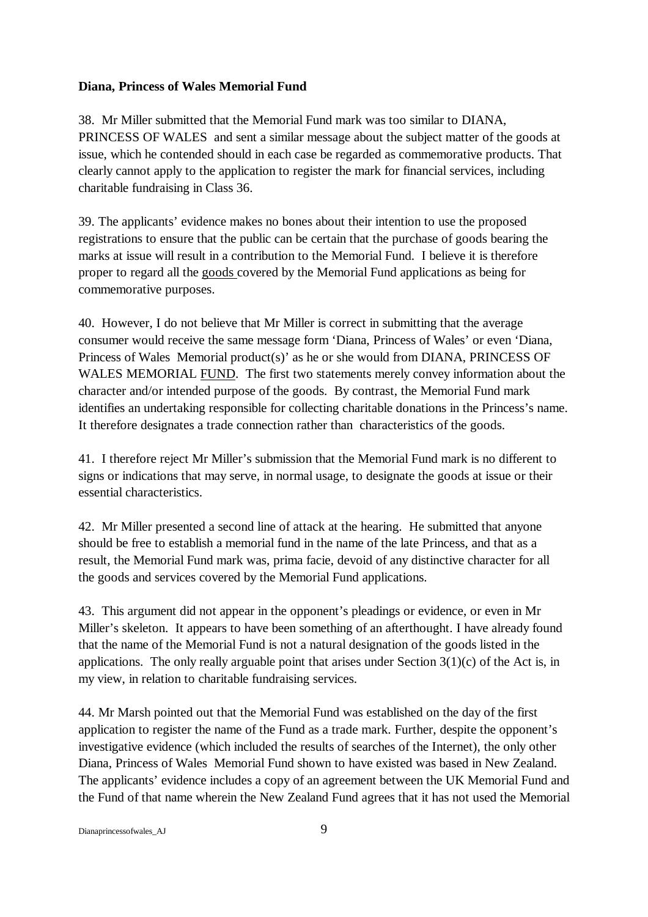**Diana, Princess of Wales Memorial Fund**

38. Mr Miller submitted that the Memorial Fund mark was too similar to DIANA, PRINCESS OF WALES and sent a similar message about the subject matter of the goods at issue, which he contended should in each case be regarded as commemorative products. That clearly cannot apply to the application to register the mark for financial services, including charitable fundraising in Class 36.

39. The applicants' evidence makes no bones about their intention to use the proposed registrations to ensure that the public can be certain that the purchase of goods bearing the marks at issue will result in a contribution to the Memorial Fund. I believe it is therefore proper to regard all the <u>goods</u> covered by the Memorial Fund applications as being for commemorative purposes.

40. However, I do not believe that Mr Miller is correct in submitting that the average consumer would receive the same message form 'Diana, Princess of Wales' or even 'Diana, Princess of Wales Memorial product(s)' as he or she would from DIANA, PRINCESS OF WALES MEMORIAL <u>FUND</u>. The first two statements merely convey information about the character and/or intended purpose of the goods. By contrast, the Memorial Fund mark identifies an undertaking responsible for collecting charitable donations in the Princess's name. It therefore designates a trade connection rather than characteristics of the goods.

41. I therefore reject Mr Miller's submission that the Memorial Fund mark is no different to signs or indications that may serve, in normal usage, to designate the goods at issue or their essential characteristics.

42. Mr Miller presented a second line of attack at the hearing. He submitted that anyone should be free to establish a memorial fund in the name of the late Princess, and that as a result, the Memorial Fund mark was, prima facie, devoid of any distinctive character for all the goods and services covered by the Memorial Fund applications.

43. This argument did not appear in the opponent's pleadings or evidence, or even in Mr Miller's skeleton. It appears to have been something of an afterthought. I have already found that the name of the Memorial Fund is not a natural designation of the goods listed in the applications. The only really arguable point that arises under Section 3(1)(c) of the Act is, in my view, in relation to charitable fundraising services.

44. Mr Marsh pointed out that the Memorial Fund was established on the day of the first application to register the name of the Fund as a trade mark. Further, despite the opponent's investigative evidence (which included the results of searches of the Internet), the only other Diana, Princess of Wales Memorial Fund shown to have existed was based in New Zealand. The applicants' evidence includes a copy of an agreement between the UK Memorial Fund and the Fund of that name wherein the New Zealand Fund agrees that it has not used the Memorial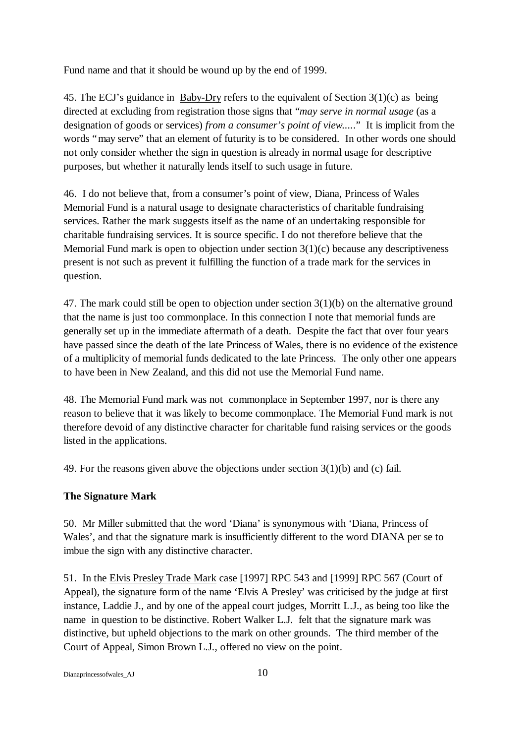Fund name and that it should be wound up by the end of 1999.

45. The ECJ's guidance in Baby-Dry refers to the equivalent of Section 3(1)(c) as being directed at excluding from registration those signs that "*may serve in normal usage* (as a designation of goods or services) *from a consumer's point of view.....*" It is implicit from the words "may serve" that an element of futurity is to be considered. In other words one should not only consider whether the sign in question is already in normal usage for descriptive purposes, but whether it naturally lends itself to such usage in future.

46. I do not believe that, from a consumer's point of view, Diana, Princess of Wales Memorial Fund is a natural usage to designate characteristics of charitable fundraising services. Rather the mark suggests itself as the name of an undertaking responsible for charitable fundraising services. It is source specific. I do not therefore believe that the Memorial Fund mark is open to objection under section 3(1)(c) because any descriptiveness present is not such as prevent it fulfilling the function of a trade mark for the services in question.

47. The mark could still be open to objection under section 3(1)(b) on the alternative ground that the name is just too commonplace. In this connection I note that memorial funds are generally set up in the immediate aftermath of a death. Despite the fact that over four years have passed since the death of the late Princess of Wales, there is no evidence of the existence of a multiplicity of memorial funds dedicated to the late Princess. The only other one appears to have been in New Zealand, and this did not use the Memorial Fund name.

48. The Memorial Fund mark was not commonplace in September 1997, nor is there any reason to believe that it was likely to become commonplace. The Memorial Fund mark is not therefore devoid of any distinctive character for charitable fund raising services or the goods listed in the applications.

49. For the reasons given above the objections under section 3(1)(b) and (c) fail.

**The Signature Mark**

50. Mr Miller submitted that the word 'Diana' is synonymous with 'Diana, Princess of Wales', and that the signature mark is insufficiently different to the word DIANA per se to imbue the sign with any distinctive character.

51. In the Elvis Presley Trade Mark case [1997] RPC 543 and [1999] RPC 567 (Court of Appeal), the signature form of the name 'Elvis A Presley' was criticised by the judge at first instance, Laddie J., and by one of the appeal court judges, Morritt L.J., as being too like the name in question to be distinctive. Robert Walker L.J. felt that the signature mark was distinctive, but upheld objections to the mark on other grounds. The third member of the Court of Appeal, Simon Brown L.J., offered no view on the point.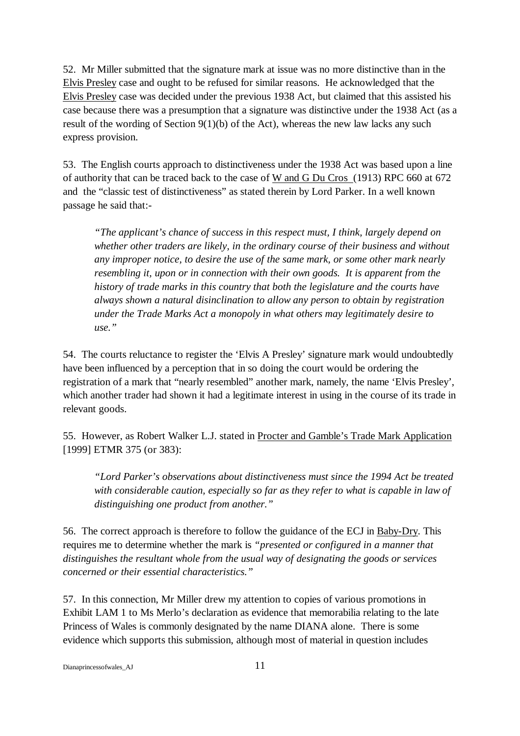52. Mr Miller submitted that the signature mark at issue was no more distinctive than in the Elvis Presley case and ought to be refused for similar reasons. He acknowledged that the Elvis Presley case was decided under the previous 1938 Act, but claimed that this assisted his case because there was a presumption that a signature was distinctive under the 1938 Act (as a result of the wording of Section 9(1)(b) of the Act), whereas the new law lacks any such express provision.

53. The English courts approach to distinctiveness under the 1938 Act was based upon a line of authority that can be traced back to the case of W and G Du Cros (1913) RPC 660 at 672 and the "classic test of distinctiveness" as stated therein by Lord Parker. In a well known passage he said that:-

> *"The applicant's chance of success in this respect must, I think, largely depend on whether other traders are likely, in the ordinary course of their business and without any improper notice, to desire the use of the same mark, or some other mark nearly resembling it, upon or in connection with their own goods. It is apparent from the history of trade marks in this country that both the legislature and the courts have always shown a natural disinclination to allow any person to obtain by registration under the Trade Marks Act a monopoly in what others may legitimately desire to use."*

54. The courts reluctance to register the 'Elvis A Presley' signature mark would undoubtedly have been influenced by a perception that in so doing the court would be ordering the registration of a mark that "nearly resembled" another mark, namely, the name 'Elvis Presley', which another trader had shown it had a legitimate interest in using in the course of its trade in relevant goods.

55. However, as Robert Walker L.J. stated in Procter and Gamble's Trade Mark Application [1999] ETMR 375 (or 383):

> *"Lord Parker's observations about distinctiveness must since the 1994 Act be treated with considerable caution, especially so far as they refer to what is capable in law of distinguishing one product from another."*

56. The correct approach is therefore to follow the guidance of the ECJ in Baby-Dry. This requires me to determine whether the mark is *"presented or configured in a manner that distinguishes the resultant whole from the usual way of designating the goods or services concerned or their essential characteristics."*

57. In this connection, Mr Miller drew my attention to copies of various promotions in Exhibit LAM 1 to Ms Merlo's declaration as evidence that memorabilia relating to the late Princess of Wales is commonly designated by the name DIANA alone. There is some evidence which supports this submission, although most of material in question includes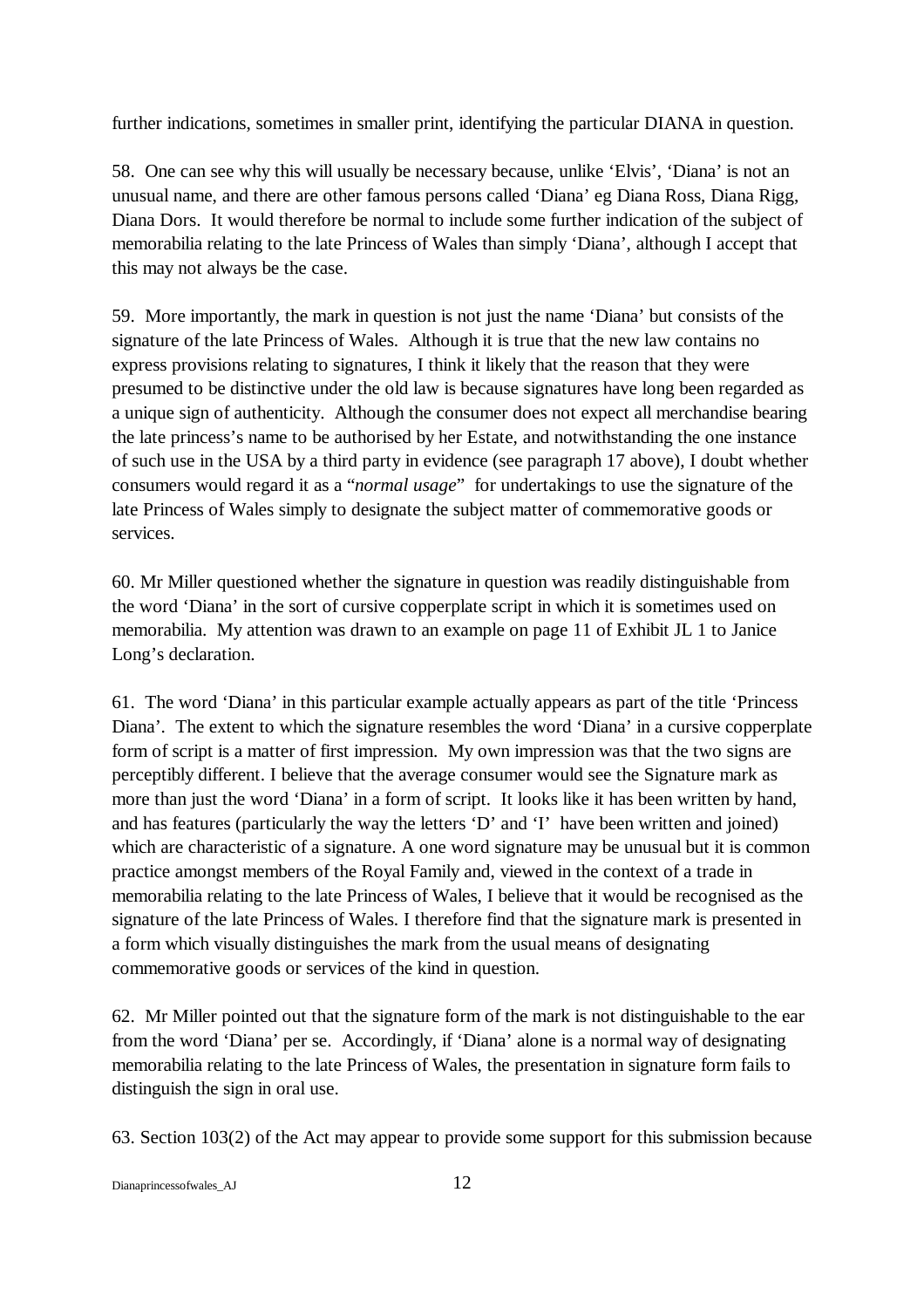further indications, sometimes in smaller print, identifying the particular DIANA in question.

58. One can see why this will usually be necessary because, unlike 'Elvis', 'Diana' is not an unusual name, and there are other famous persons called 'Diana' eg Diana Ross, Diana Rigg, Diana Dors. It would therefore be normal to include some further indication of the subject of memorabilia relating to the late Princess of Wales than simply 'Diana', although I accept that this may not always be the case.

59. More importantly, the mark in question is not just the name 'Diana' but consists of the signature of the late Princess of Wales. Although it is true that the new law contains no express provisions relating to signatures, I think it likely that the reason that they were presumed to be distinctive under the old law is because signatures have long been regarded as a unique sign of authenticity. Although the consumer does not expect all merchandise bearing the late princess's name to be authorised by her Estate, and notwithstanding the one instance of such use in the USA by a third party in evidence (see paragraph 17 above), I doubt whether consumers would regard it as a "*normal usage*" for undertakings to use the signature of the late Princess of Wales simply to designate the subject matter of commemorative goods or services.

60. Mr Miller questioned whether the signature in question was readily distinguishable from the word 'Diana' in the sort of cursive copperplate script in which it is sometimes used on memorabilia. My attention was drawn to an example on page 11 of Exhibit JL 1 to Janice Long's declaration.

61. The word 'Diana' in this particular example actually appears as part of the title 'Princess Diana'. The extent to which the signature resembles the word 'Diana' in a cursive copperplate form of script is a matter of first impression. My own impression was that the two signs are perceptibly different. I believe that the average consumer would see the Signature mark as more than just the word 'Diana' in a form of script. It looks like it has been written by hand, and has features (particularly the way the letters 'D' and 'I' have been written and joined) which are characteristic of a signature. A one word signature may be unusual but it is common practice amongst members of the Royal Family and, viewed in the context of a trade in memorabilia relating to the late Princess of Wales, I believe that it would be recognised as the signature of the late Princess of Wales. I therefore find that the signature mark is presented in a form which visually distinguishes the mark from the usual means of designating commemorative goods or services of the kind in question.

62. Mr Miller pointed out that the signature form of the mark is not distinguishable to the ear from the word 'Diana' per se. Accordingly, if 'Diana' alone is a normal way of designating memorabilia relating to the late Princess of Wales, the presentation in signature form fails to distinguish the sign in oral use.

63. Section 103(2) of the Act may appear to provide some support for this submission because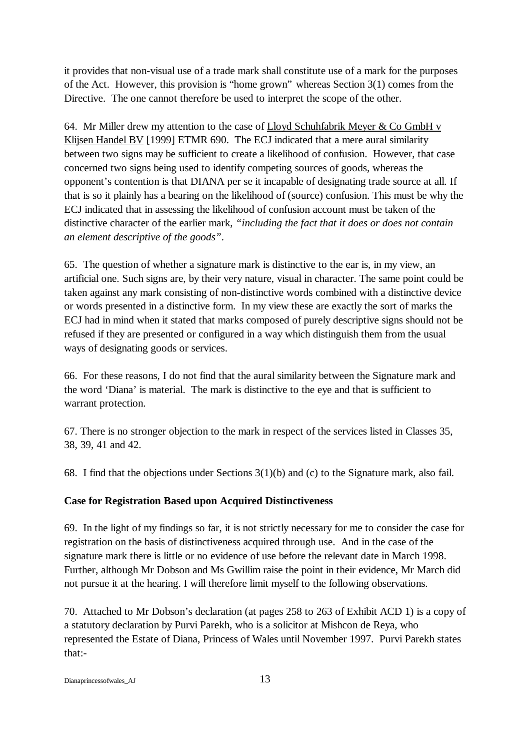it provides that non-visual use of a trade mark shall constitute use of a mark for the purposes of the Act. However, this provision is "home grown" whereas Section 3(1) comes from the Directive. The one cannot therefore be used to interpret the scope of the other.

64. Mr Miller drew my attention to the case of Lloyd Schuhfabrik Meyer & Co GmbH v Klijsen Handel BV [1999] ETMR 690. The ECJ indicated that a mere aural similarity between two signs may be sufficient to create a likelihood of confusion. However, that case concerned two signs being used to identify competing sources of goods, whereas the opponent's contention is that DIANA per se it incapable of designating trade source at all. If that is so it plainly has a bearing on the likelihood of (source) confusion. This must be why the ECJ indicated that in assessing the likelihood of confusion account must be taken of the distinctive character of the earlier mark, *"including the fact that it does or does not contain an element descriptive of the goods"*.

65. The question of whether a signature mark is distinctive to the ear is, in my view, an artificial one. Such signs are, by their very nature, visual in character. The same point could be taken against any mark consisting of non-distinctive words combined with a distinctive device or words presented in a distinctive form. In my view these are exactly the sort of marks the ECJ had in mind when it stated that marks composed of purely descriptive signs should not be refused if they are presented or configured in a way which distinguish them from the usual ways of designating goods or services.

66. For these reasons, I do not find that the aural similarity between the Signature mark and the word 'Diana' is material. The mark is distinctive to the eye and that is sufficient to warrant protection.

67. There is no stronger objection to the mark in respect of the services listed in Classes 35, 38, 39, 41 and 42.

68. I find that the objections under Sections 3(1)(b) and (c) to the Signature mark, also fail.

**Case for Registration Based upon Acquired Distinctiveness**

69. In the light of my findings so far, it is not strictly necessary for me to consider the case for registration on the basis of distinctiveness acquired through use. And in the case of the signature mark there is little or no evidence of use before the relevant date in March 1998. Further, although Mr Dobson and Ms Gwillim raise the point in their evidence, Mr March did not pursue it at the hearing. I will therefore limit myself to the following observations.

70. Attached to Mr Dobson's declaration (at pages 258 to 263 of Exhibit ACD 1) is a copy of a statutory declaration by Purvi Parekh, who is a solicitor at Mishcon de Reya, who represented the Estate of Diana, Princess of Wales until November 1997. Purvi Parekh states that:-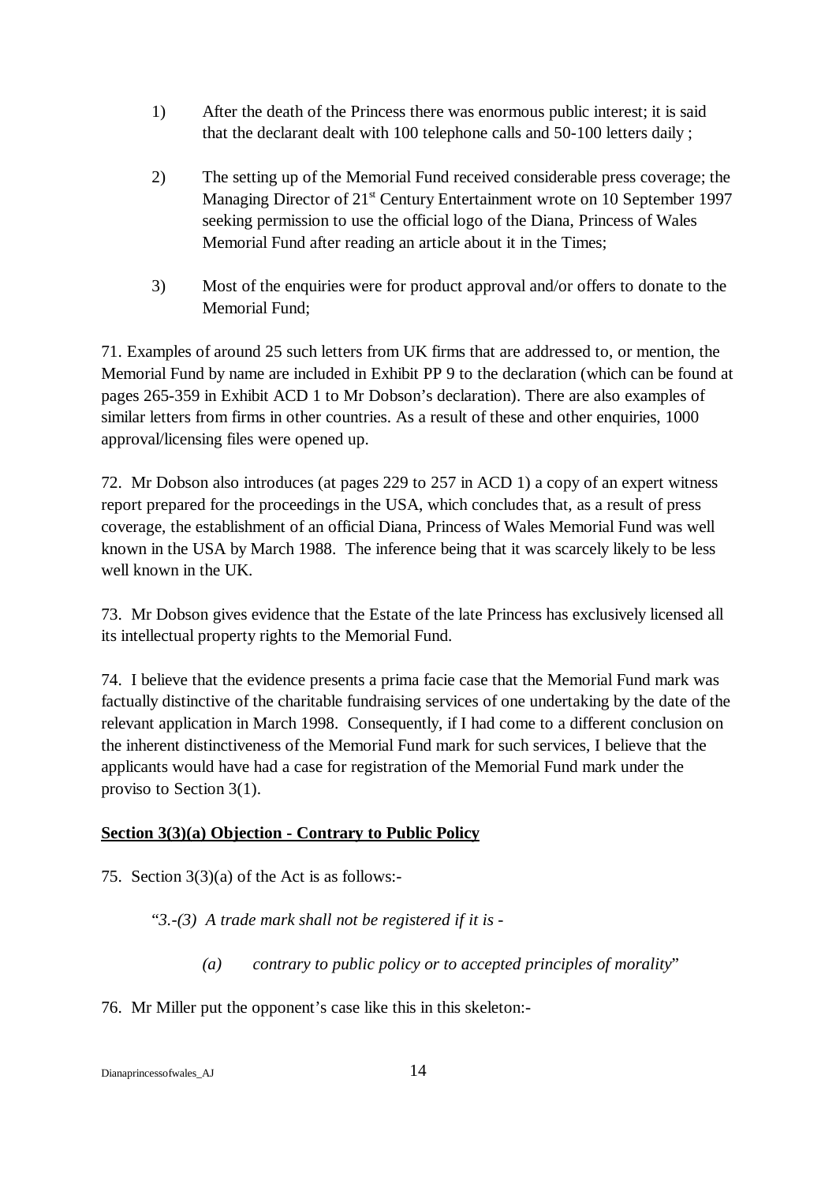1) After the death of the Princess there was enormous public interest; it is said that the declarant dealt with 100 telephone calls and 50-100 letters daily ;

2) The setting up of the Memorial Fund received considerable press coverage; the Managing Director of 21st Century Entertainment wrote on 10 September 1997 seeking permission to use the official logo of the Diana, Princess of Wales Memorial Fund after reading an article about it in the Times;

3) Most of the enquiries were for product approval and/or offers to donate to the Memorial Fund;

71. Examples of around 25 such letters from UK firms that are addressed to, or mention, the Memorial Fund by name are included in Exhibit PP 9 to the declaration (which can be found at pages 265-359 in Exhibit ACD 1 to Mr Dobson's declaration). There are also examples of similar letters from firms in other countries. As a result of these and other enquiries, 1000 approval/licensing files were opened up.

72. Mr Dobson also introduces (at pages 229 to 257 in ACD 1) a copy of an expert witness report prepared for the proceedings in the USA, which concludes that, as a result of press coverage, the establishment of an official Diana, Princess of Wales Memorial Fund was well known in the USA by March 1988. The inference being that it was scarcely likely to be less well known in the UK.

73. Mr Dobson gives evidence that the Estate of the late Princess has exclusively licensed all its intellectual property rights to the Memorial Fund.

74. I believe that the evidence presents a prima facie case that the Memorial Fund mark was factually distinctive of the charitable fundraising services of one undertaking by the date of the relevant application in March 1998. Consequently, if I had come to a different conclusion on the inherent distinctiveness of the Memorial Fund mark for such services, I believe that the applicants would have had a case for registration of the Memorial Fund mark under the proviso to Section 3(1).

**Section 3(3)(a) Objection - Contrary to Public Policy**

75. Section 3(3)(a) of the Act is as follows:-

"*3.-(3) A trade mark shall not be registered if it is -*

*(a) contrary to public policy or to accepted principles of morality*"

76. Mr Miller put the opponent's case like this in this skeleton:-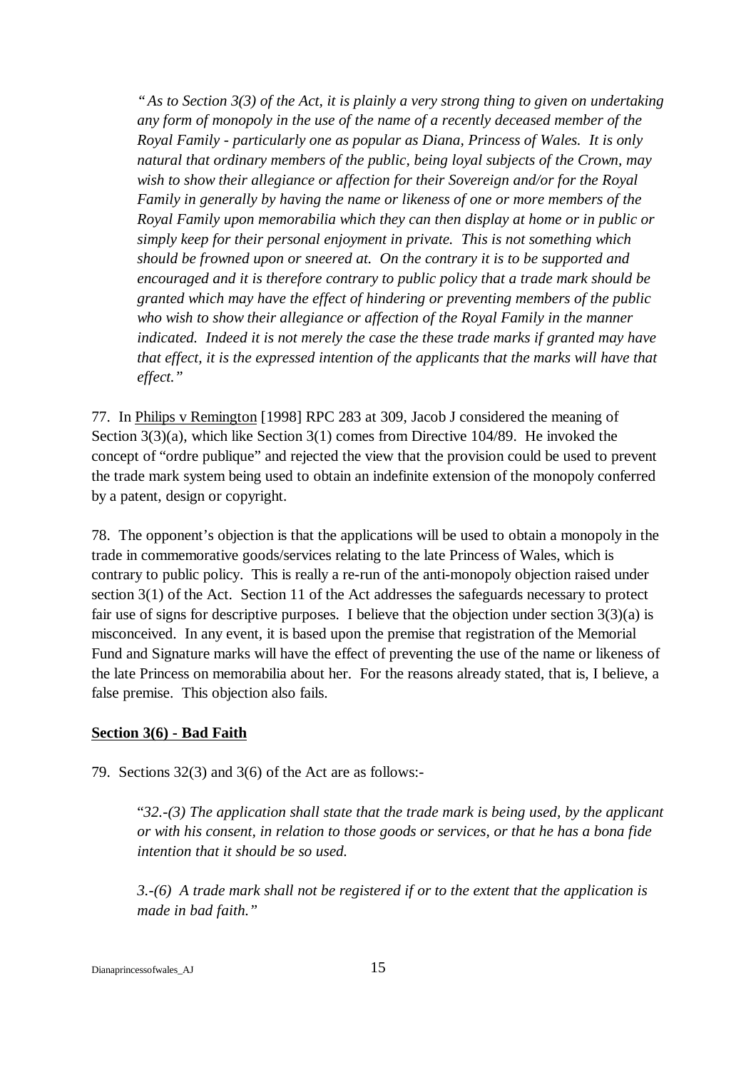> *"As to Section 3(3) of the Act, it is plainly a very strong thing to given on undertaking any form of monopoly in the use of the name of a recently deceased member of the Royal Family - particularly one as popular as Diana, Princess of Wales. It is only natural that ordinary members of the public, being loyal subjects of the Crown, may wish to show their allegiance or affection for their Sovereign and/or for the Royal Family in generally by having the name or likeness of one or more members of the Royal Family upon memorabilia which they can then display at home or in public or simply keep for their personal enjoyment in private. This is not something which should be frowned upon or sneered at. On the contrary it is to be supported and encouraged and it is therefore contrary to public policy that a trade mark should be granted which may have the effect of hindering or preventing members of the public who wish to show their allegiance or affection of the Royal Family in the manner indicated. Indeed it is not merely the case the these trade marks if granted may have that effect, it is the expressed intention of the applicants that the marks will have that effect."*

77. In Philips v Remington [1998] RPC 283 at 309, Jacob J considered the meaning of Section 3(3)(a), which like Section 3(1) comes from Directive 104/89. He invoked the concept of "ordre publique" and rejected the view that the provision could be used to prevent the trade mark system being used to obtain an indefinite extension of the monopoly conferred by a patent, design or copyright.

78. The opponent's objection is that the applications will be used to obtain a monopoly in the trade in commemorative goods/services relating to the late Princess of Wales, which is contrary to public policy. This is really a re-run of the anti-monopoly objection raised under section 3(1) of the Act. Section 11 of the Act addresses the safeguards necessary to protect fair use of signs for descriptive purposes. I believe that the objection under section 3(3)(a) is misconceived. In any event, it is based upon the premise that registration of the Memorial Fund and Signature marks will have the effect of preventing the use of the name or likeness of the late Princess on memorabilia about her. For the reasons already stated, that is, I believe, a false premise. This objection also fails.

**Section 3(6) - Bad Faith**

79. Sections 32(3) and 3(6) of the Act are as follows:-

> "*32.-(3) The application shall state that the trade mark is being used, by the applicant or with his consent, in relation to those goods or services, or that he has a bona fide intention that it should be so used.*
>
> *3.-(6) A trade mark shall not be registered if or to the extent that the application is made in bad faith."*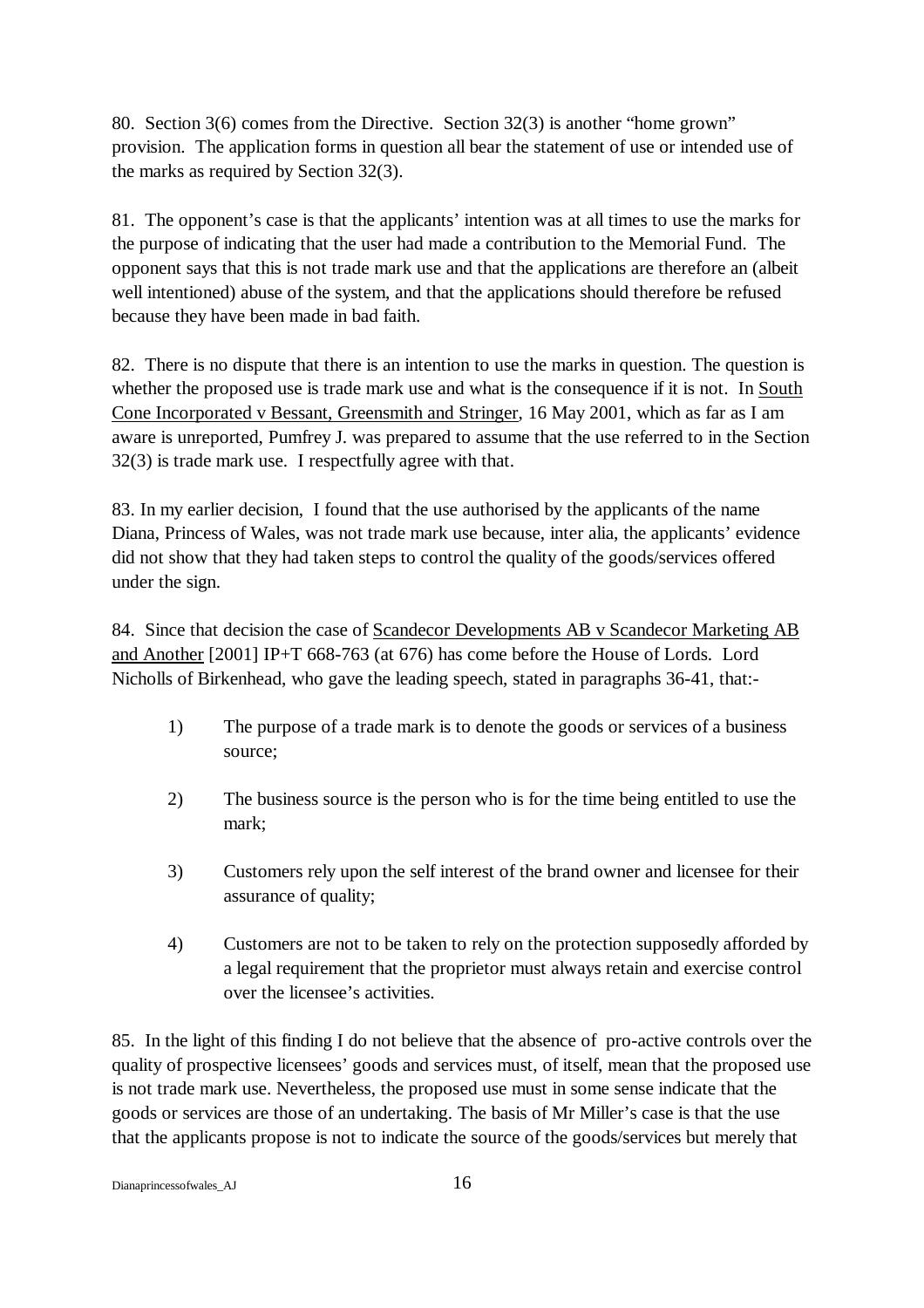80. Section 3(6) comes from the Directive. Section 32(3) is another "home grown" provision. The application forms in question all bear the statement of use or intended use of the marks as required by Section 32(3).

81. The opponent's case is that the applicants' intention was at all times to use the marks for the purpose of indicating that the user had made a contribution to the Memorial Fund. The opponent says that this is not trade mark use and that the applications are therefore an (albeit well intentioned) abuse of the system, and that the applications should therefore be refused because they have been made in bad faith.

82. There is no dispute that there is an intention to use the marks in question. The question is whether the proposed use is trade mark use and what is the consequence if it is not. In <u>South Cone Incorporated v Bessant, Greensmith and Stringer</u>, 16 May 2001, which as far as I am aware is unreported, Pumfrey J. was prepared to assume that the use referred to in the Section 32(3) is trade mark use. I respectfully agree with that.

83. In my earlier decision, I found that the use authorised by the applicants of the name Diana, Princess of Wales, was not trade mark use because, inter alia, the applicants' evidence did not show that they had taken steps to control the quality of the goods/services offered under the sign.

84. Since that decision the case of <u>Scandecor Developments AB v Scandecor Marketing AB and Another</u> [2001] IP+T 668-763 (at 676) has come before the House of Lords. Lord Nicholls of Birkenhead, who gave the leading speech, stated in paragraphs 36-41, that:-

1) The purpose of a trade mark is to denote the goods or services of a business source;

2) The business source is the person who is for the time being entitled to use the mark;

3) Customers rely upon the self interest of the brand owner and licensee for their assurance of quality;

4) Customers are not to be taken to rely on the protection supposedly afforded by a legal requirement that the proprietor must always retain and exercise control over the licensee's activities.

85. In the light of this finding I do not believe that the absence of pro-active controls over the quality of prospective licensees' goods and services must, of itself, mean that the proposed use is not trade mark use. Nevertheless, the proposed use must in some sense indicate that the goods or services are those of an undertaking. The basis of Mr Miller's case is that the use that the applicants propose is not to indicate the source of the goods/services but merely that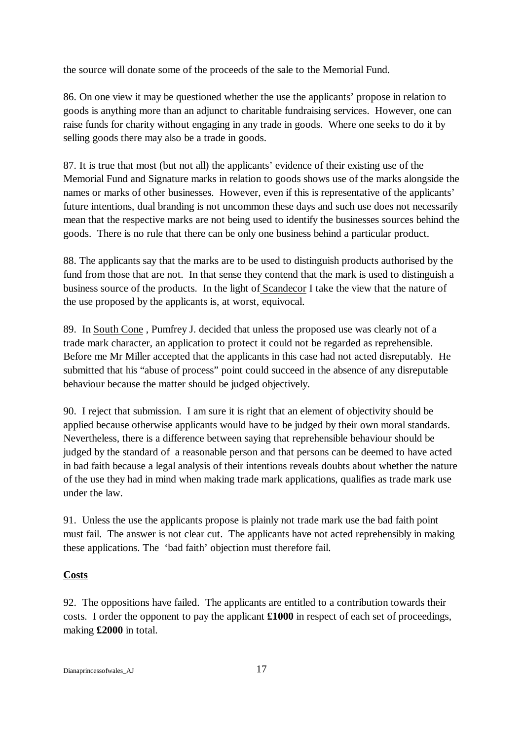the source will donate some of the proceeds of the sale to the Memorial Fund.

86. On one view it may be questioned whether the use the applicants' propose in relation to goods is anything more than an adjunct to charitable fundraising services. However, one can raise funds for charity without engaging in any trade in goods. Where one seeks to do it by selling goods there may also be a trade in goods.

87. It is true that most (but not all) the applicants' evidence of their existing use of the Memorial Fund and Signature marks in relation to goods shows use of the marks alongside the names or marks of other businesses. However, even if this is representative of the applicants' future intentions, dual branding is not uncommon these days and such use does not necessarily mean that the respective marks are not being used to identify the businesses sources behind the goods. There is no rule that there can be only one business behind a particular product.

88. The applicants say that the marks are to be used to distinguish products authorised by the fund from those that are not. In that sense they contend that the mark is used to distinguish a business source of the products. In the light of Scandecor I take the view that the nature of the use proposed by the applicants is, at worst, equivocal.

89. In South Cone , Pumfrey J. decided that unless the proposed use was clearly not of a trade mark character, an application to protect it could not be regarded as reprehensible. Before me Mr Miller accepted that the applicants in this case had not acted disreputably. He submitted that his "abuse of process" point could succeed in the absence of any disreputable behaviour because the matter should be judged objectively.

90. I reject that submission. I am sure it is right that an element of objectivity should be applied because otherwise applicants would have to be judged by their own moral standards. Nevertheless, there is a difference between saying that reprehensible behaviour should be judged by the standard of a reasonable person and that persons can be deemed to have acted in bad faith because a legal analysis of their intentions reveals doubts about whether the nature of the use they had in mind when making trade mark applications, qualifies as trade mark use under the law.

91. Unless the use the applicants propose is plainly not trade mark use the bad faith point must fail. The answer is not clear cut. The applicants have not acted reprehensibly in making these applications. The 'bad faith' objection must therefore fail.

## Costs

92. The oppositions have failed. The applicants are entitled to a contribution towards their costs. I order the opponent to pay the applicant **£1000** in respect of each set of proceedings, making **£2000** in total.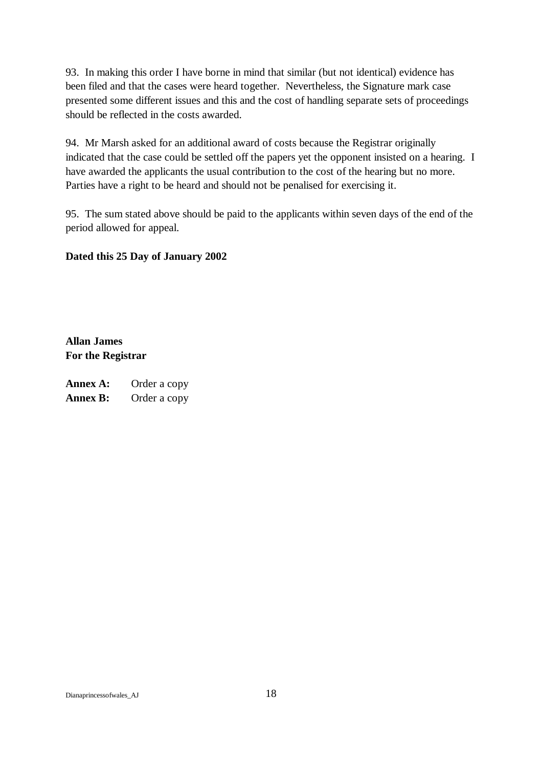93. In making this order I have borne in mind that similar (but not identical) evidence has been filed and that the cases were heard together. Nevertheless, the Signature mark case presented some different issues and this and the cost of handling separate sets of proceedings should be reflected in the costs awarded.

94. Mr Marsh asked for an additional award of costs because the Registrar originally indicated that the case could be settled off the papers yet the opponent insisted on a hearing. I have awarded the applicants the usual contribution to the cost of the hearing but no more. Parties have a right to be heard and should not be penalised for exercising it.

95. The sum stated above should be paid to the applicants within seven days of the end of the period allowed for appeal.

**Dated this 25 Day of January 2002**

**Allan James**
**For the Registrar**

**Annex A:** Order a copy
**Annex B:** Order a copy